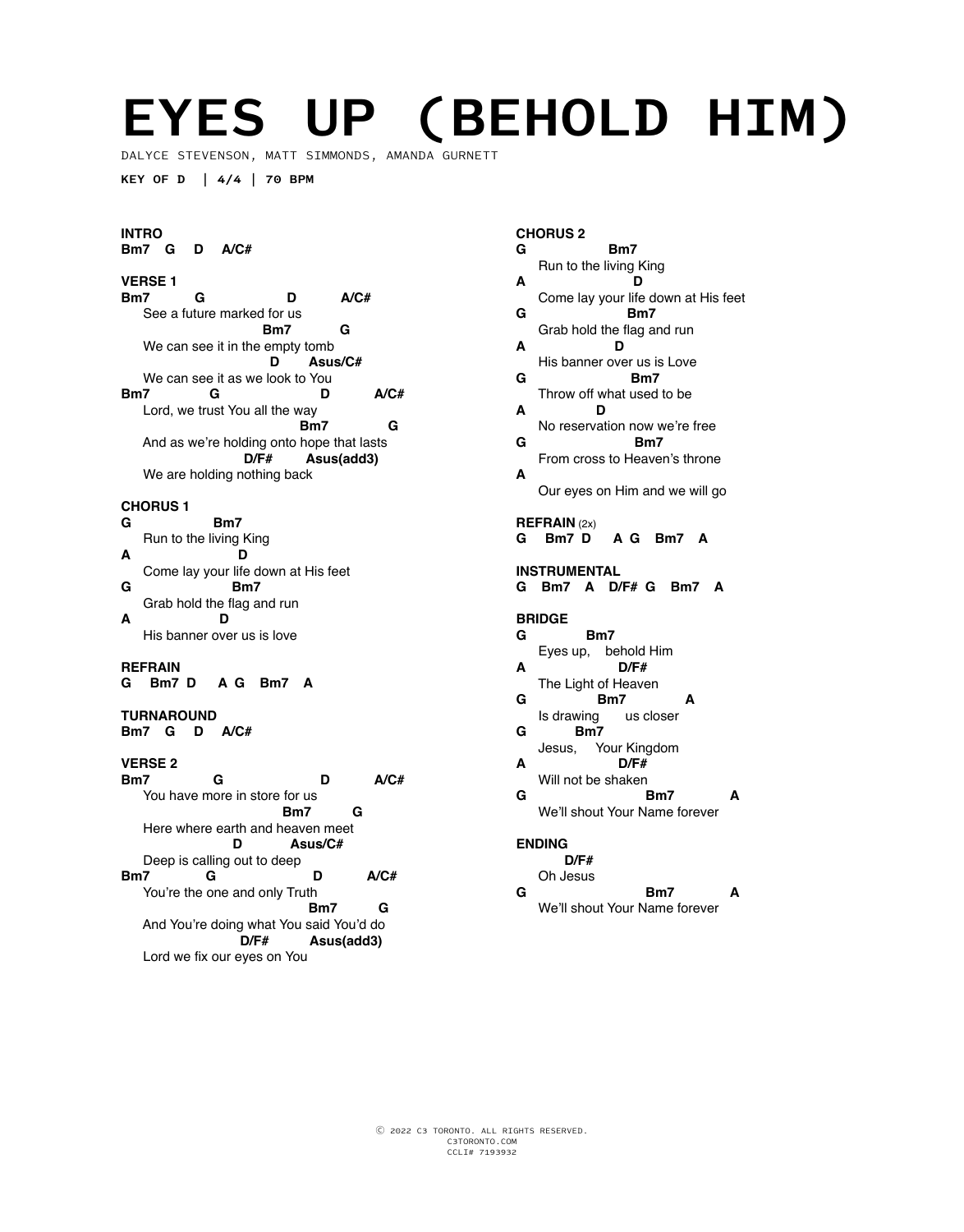# EYES UP (BEHOLD HIM)

DALYCE STEVENSON, MATT SIMMONDS, AMANDA GURNETT

**KEY OF D | 4/4 | 70 BPM**

```
INTRO
Bm7   G    D    A/C#

VERSE 1
Bm7          G                   D           A/C#
     See a future marked for us
                                 Bm7           G
     We can see it in the empty tomb
                                   D        Asus/C#
     We can see it as we look to You
Bm7              G                      D            A/C#
     Lord, we trust You all the way
                                          Bm7             G
     And as we're holding onto hope that lasts
                              D/F#        Asus(add3)
     We are holding nothing back

CHORUS 1
G                Bm7
     Run to the living King
A                           D
     Come lay your life down at His feet
G                          Bm7
     Grab hold the flag and run
A                      D
     His banner over us is love

REFRAIN
G    Bm7  D     A  G    Bm7    A

TURNAROUND
Bm7   G    D    A/C#

VERSE 2
Bm7              G                       D           A/C#
     You have more in store for us
                                      Bm7          G
     Here where earth and heaven meet
                      D             Asus/C#
     Deep is calling out to deep
Bm7              G                      D            A/C#
     You're the one and only Truth
                                           Bm7          G
     And You're doing what You said You'd do
                          D/F#          Asus(add3)
     Lord we fix our eyes on You

CHORUS 2
G                Bm7
     Run to the living King
A                           D
     Come lay your life down at His feet
G                          Bm7
     Grab hold the flag and run
A                      D
     His banner over us is Love
G                            Bm7
     Throw off what used to be
A                 D
     No reservation now we're free
G                            Bm7
     From cross to Heaven's throne
A
     Our eyes on Him and we will go

REFRAIN (2x)
G    Bm7  D     A  G    Bm7    A

INSTRUMENTAL
G    Bm7    A    D/F#  G    Bm7    A

BRIDGE
G              Bm7
     Eyes up,    behold Him
A                    D/F#
     The Light of Heaven
G                  Bm7              A
     Is drawing       us closer
G              Bm7
     Jesus,     Your Kingdom
A                    D/F#
     Will not be shaken
G                            Bm7              A
     We'll shout Your Name forever

ENDING
          D/F#
     Oh Jesus
G                            Bm7              A
     We'll shout Your Name forever
```

Ⓒ 2022 C3 TORONTO. ALL RIGHTS RESERVED.
C3TORONTO.COM
CCLI# 7193932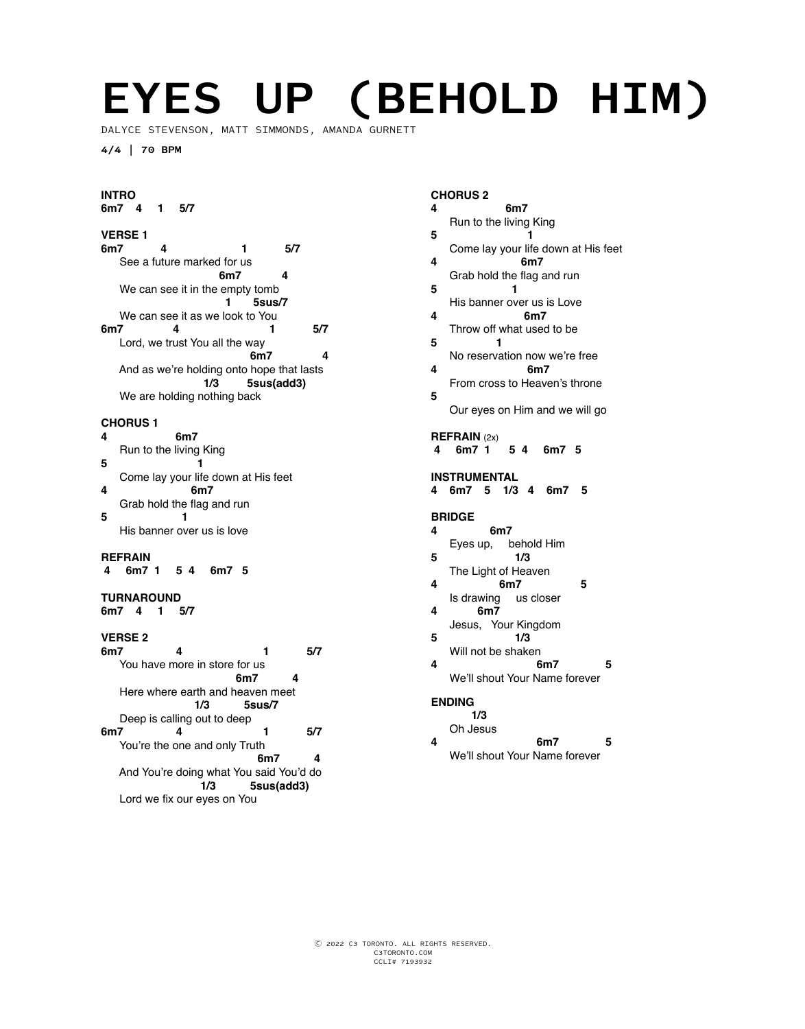# EYES UP (BEHOLD HIM)

DALYCE STEVENSON, MATT SIMMONDS, AMANDA GURNETT

**4/4 | 70 BPM**

**INTRO**
**6m7 4 1 5/7**

**VERSE 1**
```
6m7          4                   1          5/7
     See a future marked for us
                                 6m7          4
     We can see it in the empty tomb
                                   1      5sus/7
     We can see it as we look to You
6m7              4                    1          5/7
     Lord, we trust You all the way
                                       6m7           4
     And as we're holding onto hope that lasts
                              1/3        5sus(add3)
     We are holding nothing back
```

**CHORUS 1**
```
4                6m7
     Run to the living King
5                      1
     Come lay your life down at His feet
4                      6m7
     Grab hold the flag and run
5                    1
     His banner over us is love
```

**REFRAIN**
**4 6m7 1 5 4 6m7 5**

**TURNAROUND**
**6m7 4 1 5/7**

**VERSE 2**
```
6m7              4                   1          5/7
     You have more in store for us
                                      6m7         4
     Here where earth and heaven meet
                            1/3        5sus/7
     Deep is calling out to deep
6m7              4                   1              5/7
     You're the one and only Truth
                                            6m7          4
     And You're doing what You said You'd do
                           1/3          5sus(add3)
     Lord we fix our eyes on You
```

**CHORUS 2**
```
4                6m7
     Run to the living King
5                       1
     Come lay your life down at His feet
4                     6m7
     Grab hold the flag and run
5                    1
     His banner over us is Love
4                       6m7
     Throw off what used to be
5                1
     No reservation now we're free
4                        6m7
     From cross to Heaven's throne
5
     Our eyes on Him and we will go
```

**REFRAIN** (2x)
**4 6m7 1 5 4 6m7 5**

**INSTRUMENTAL**
**4 6m7 5 1/3 4 6m7 5**

**BRIDGE**
```
4              6m7
     Eyes up,     behold Him
5                  1/3
     The Light of Heaven
4                  6m7              5
     Is drawing     us closer
4          6m7
     Jesus,   Your Kingdom
5                 1/3
     Will not be shaken
4                          6m7            5
     We'll shout Your Name forever
```

**ENDING**
```
          1/3
     Oh Jesus
4                          6m7            5
     We'll shout Your Name forever
```

Ⓒ 2022 C3 TORONTO. ALL RIGHTS RESERVED.
C3TORONTO.COM
CCLI# 7193932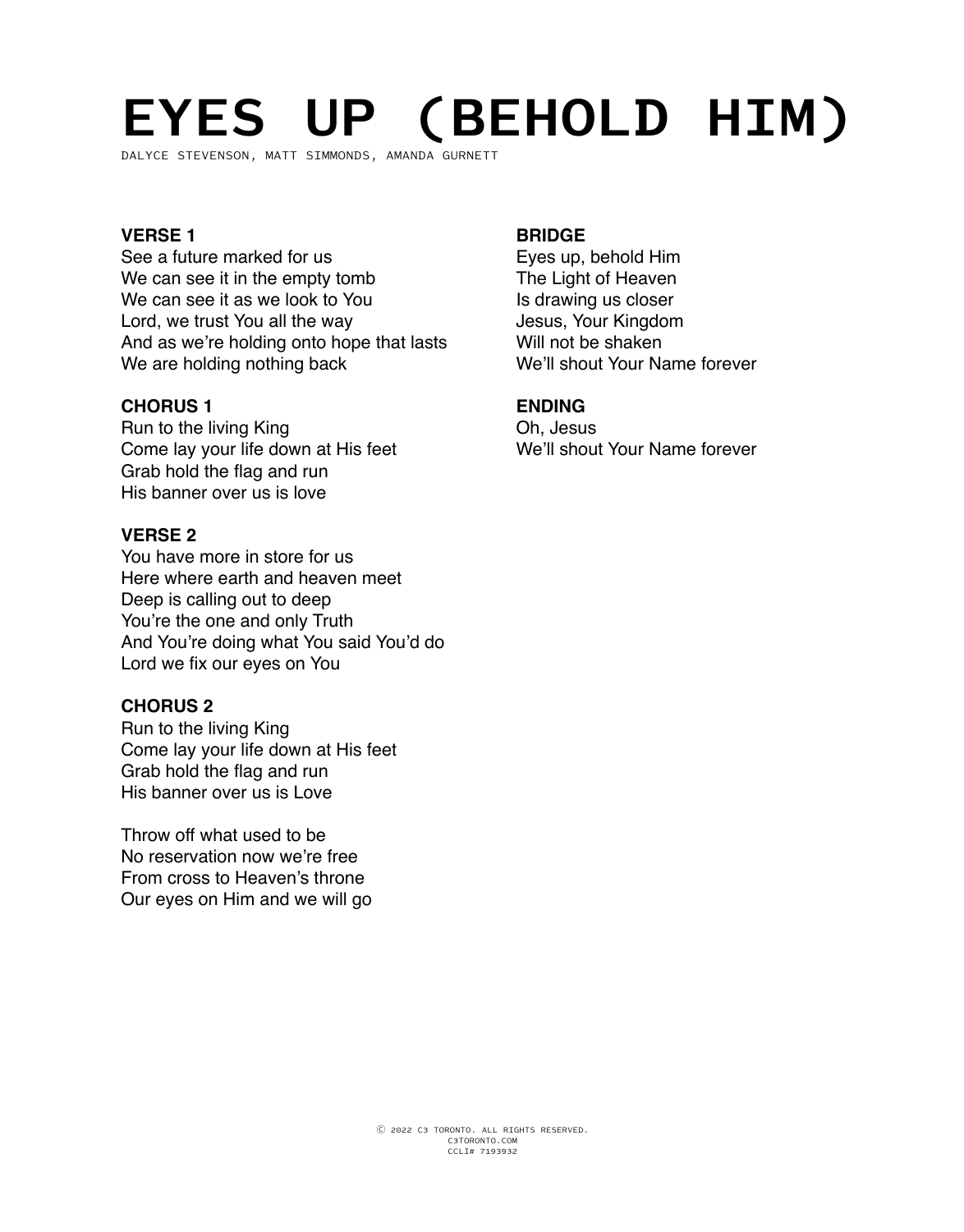# EYES UP (BEHOLD HIM)

DALYCE STEVENSON, MATT SIMMONDS, AMANDA GURNETT

**VERSE 1**
See a future marked for us
We can see it in the empty tomb
We can see it as we look to You
Lord, we trust You all the way
And as we're holding onto hope that lasts
We are holding nothing back

**CHORUS 1**
Run to the living King
Come lay your life down at His feet
Grab hold the flag and run
His banner over us is love

**VERSE 2**
You have more in store for us
Here where earth and heaven meet
Deep is calling out to deep
You're the one and only Truth
And You're doing what You said You'd do
Lord we fix our eyes on You

**CHORUS 2**
Run to the living King
Come lay your life down at His feet
Grab hold the flag and run
His banner over us is Love

Throw off what used to be
No reservation now we're free
From cross to Heaven's throne
Our eyes on Him and we will go

**BRIDGE**
Eyes up, behold Him
The Light of Heaven
Is drawing us closer
Jesus, Your Kingdom
Will not be shaken
We'll shout Your Name forever

**ENDING**
Oh, Jesus
We'll shout Your Name forever

© 2022 C3 TORONTO. ALL RIGHTS RESERVED.
C3TORONTO.COM
CCLI# 7193932